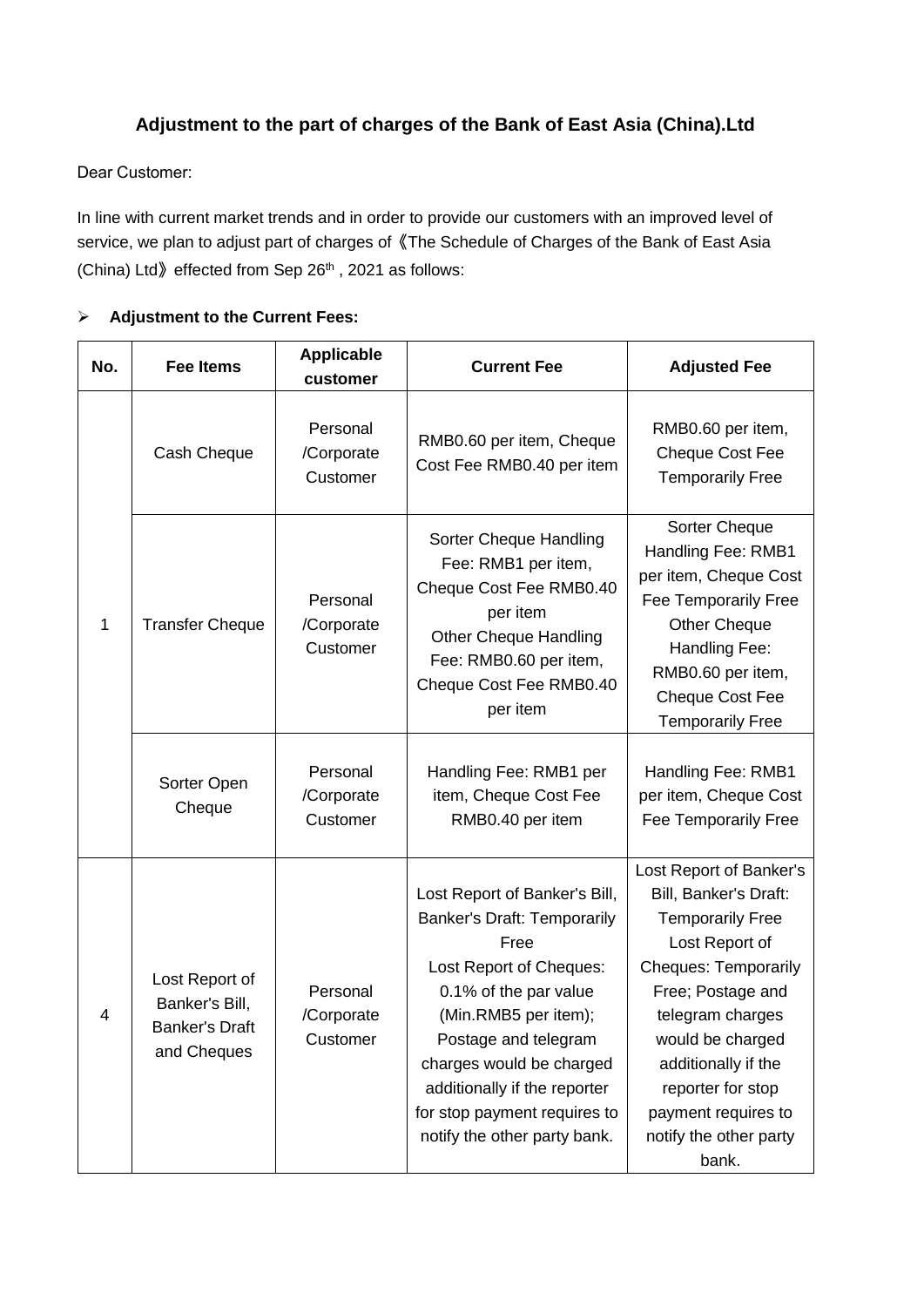## Adjustment to the part of charges of the Bank of East Asia (China).Ltd

Dear Customer:

In line with current market trends and in order to provide our customers with an improved level of service, we plan to adjust part of charges of《The Schedule of Charges of the Bank of East Asia (China) Ltd》effected from Sep 26th , 2021 as follows:

- **Adjustment to the Current Fees:**

| No. | Fee Items | Applicable customer | Current Fee | Adjusted Fee |
|---|---|---|---|---|
| 1 | Cash Cheque | Personal /Corporate Customer | RMB0.60 per item, Cheque Cost Fee RMB0.40 per item | RMB0.60 per item, Cheque Cost Fee Temporarily Free |
| | Transfer Cheque | Personal /Corporate Customer | Sorter Cheque Handling Fee: RMB1 per item, Cheque Cost Fee RMB0.40 per item<br>Other Cheque Handling Fee: RMB0.60 per item, Cheque Cost Fee RMB0.40 per item | Sorter Cheque Handling Fee: RMB1 per item, Cheque Cost Fee Temporarily Free<br>Other Cheque Handling Fee: RMB0.60 per item, Cheque Cost Fee Temporarily Free |
| | Sorter Open Cheque | Personal /Corporate Customer | Handling Fee: RMB1 per item, Cheque Cost Fee RMB0.40 per item | Handling Fee: RMB1 per item, Cheque Cost Fee Temporarily Free |
| 4 | Lost Report of Banker's Bill, Banker's Draft and Cheques | Personal /Corporate Customer | Lost Report of Banker's Bill, Banker's Draft: Temporarily Free<br>Lost Report of Cheques: 0.1% of the par value (Min.RMB5 per item); Postage and telegram charges would be charged additionally if the reporter for stop payment requires to notify the other party bank. | Lost Report of Banker's Bill, Banker's Draft: Temporarily Free<br>Lost Report of Cheques: Temporarily Free; Postage and telegram charges would be charged additionally if the reporter for stop payment requires to notify the other party bank. |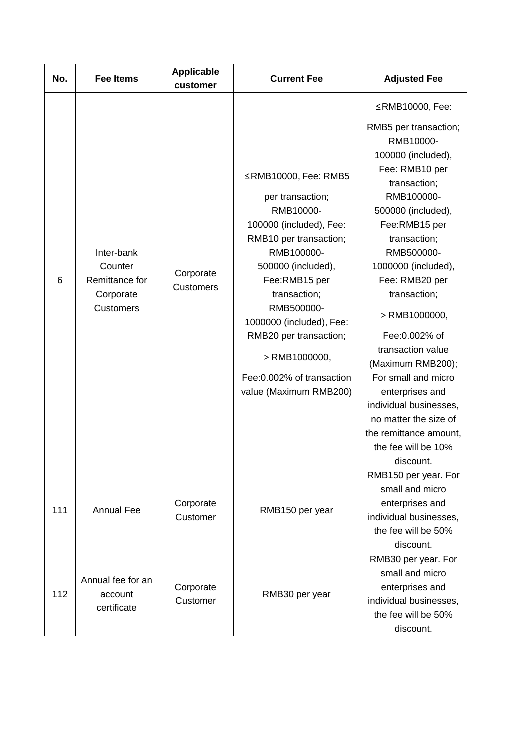| No. | Fee Items | Applicable customer | Current Fee | Adjusted Fee |
|---|---|---|---|---|
| 6 | Inter-bank Counter Remittance for Corporate Customers | Corporate Customers | ≤RMB10000, Fee: RMB5 per transaction; RMB10000-100000 (included), Fee: RMB10 per transaction; RMB100000-500000 (included), Fee:RMB15 per transaction; RMB500000-1000000 (included), Fee: RMB20 per transaction; > RMB1000000, Fee:0.002% of transaction value (Maximum RMB200) | ≤RMB10000, Fee: RMB5 per transaction; RMB10000-100000 (included), Fee: RMB10 per transaction; RMB100000-500000 (included), Fee:RMB15 per transaction; RMB500000-1000000 (included), Fee: RMB20 per transaction; > RMB1000000, Fee:0.002% of transaction value (Maximum RMB200); For small and micro enterprises and individual businesses, no matter the size of the remittance amount, the fee will be 10% discount. |
| 111 | Annual Fee | Corporate Customer | RMB150 per year | RMB150 per year. For small and micro enterprises and individual businesses, the fee will be 50% discount. |
| 112 | Annual fee for an account certificate | Corporate Customer | RMB30 per year | RMB30 per year. For small and micro enterprises and individual businesses, the fee will be 50% discount. |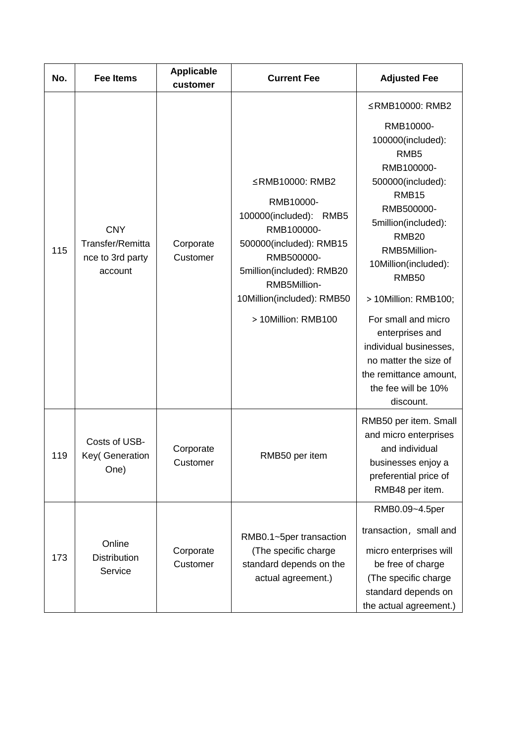| No. | Fee Items | Applicable customer | Current Fee | Adjusted Fee |
|---|---|---|---|---|
| 115 | CNY Transfer/Remittance to 3rd party account | Corporate Customer | ≤RMB10000: RMB2<br>RMB10000-100000(included): RMB5<br>RMB100000-500000(included): RMB15<br>RMB500000-5million(included): RMB20<br>RMB5Million-10Million(included): RMB50<br>> 10Million: RMB100 | ≤RMB10000: RMB2<br>RMB10000-100000(included): RMB5<br>RMB100000-500000(included): RMB15<br>RMB500000-5million(included): RMB20<br>RMB5Million-10Million(included): RMB50<br>> 10Million: RMB100;<br>For small and micro enterprises and individual businesses, no matter the size of the remittance amount, the fee will be 10% discount. |
| 119 | Costs of USB-Key( Generation One) | Corporate Customer | RMB50 per item | RMB50 per item. Small and micro enterprises and individual businesses enjoy a preferential price of RMB48 per item. |
| 173 | Online Distribution Service | Corporate Customer | RMB0.1~5per transaction (The specific charge standard depends on the actual agreement.) | RMB0.09~4.5per transaction，small and micro enterprises will be free of charge (The specific charge standard depends on the actual agreement.) |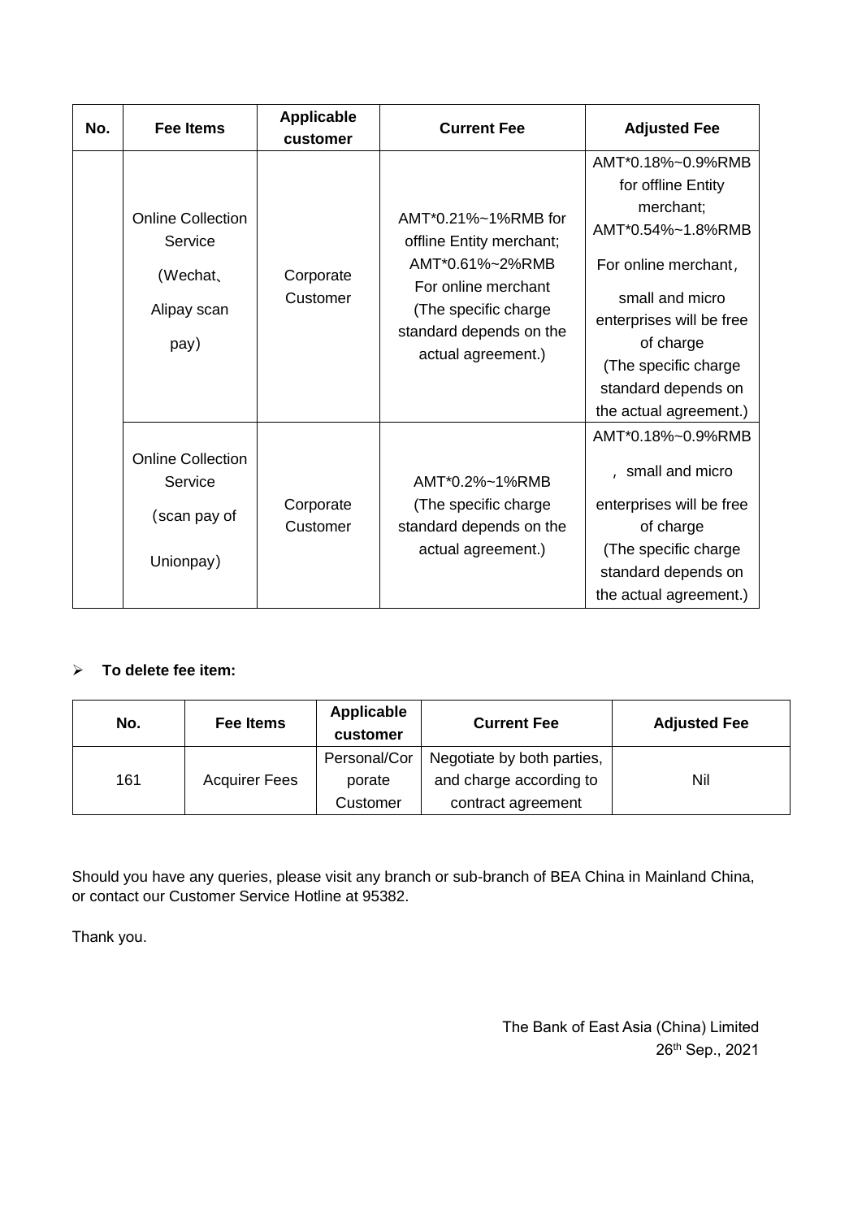| No. | Fee Items | Applicable customer | Current Fee | Adjusted Fee |
|---|---|---|---|---|
| | Online Collection Service (Wechat、Alipay scan pay) | Corporate Customer | AMT*0.21%~1%RMB for offline Entity merchant; AMT*0.61%~2%RMB For online merchant (The specific charge standard depends on the actual agreement.) | AMT*0.18%~0.9%RMB for offline Entity merchant; AMT*0.54%~1.8%RMB For online merchant, small and micro enterprises will be free of charge (The specific charge standard depends on the actual agreement.) |
| | Online Collection Service (scan pay of Unionpay) | Corporate Customer | AMT*0.2%~1%RMB (The specific charge standard depends on the actual agreement.) | AMT*0.18%~0.9%RMB, small and micro enterprises will be free of charge (The specific charge standard depends on the actual agreement.) |

- **To delete fee item:**

| No. | Fee Items | Applicable customer | Current Fee | Adjusted Fee |
|---|---|---|---|---|
| 161 | Acquirer Fees | Personal/Corporate Customer | Negotiate by both parties, and charge according to contract agreement | Nil |

Should you have any queries, please visit any branch or sub-branch of BEA China in Mainland China, or contact our Customer Service Hotline at 95382.

Thank you.

The Bank of East Asia (China) Limited
26th Sep., 2021